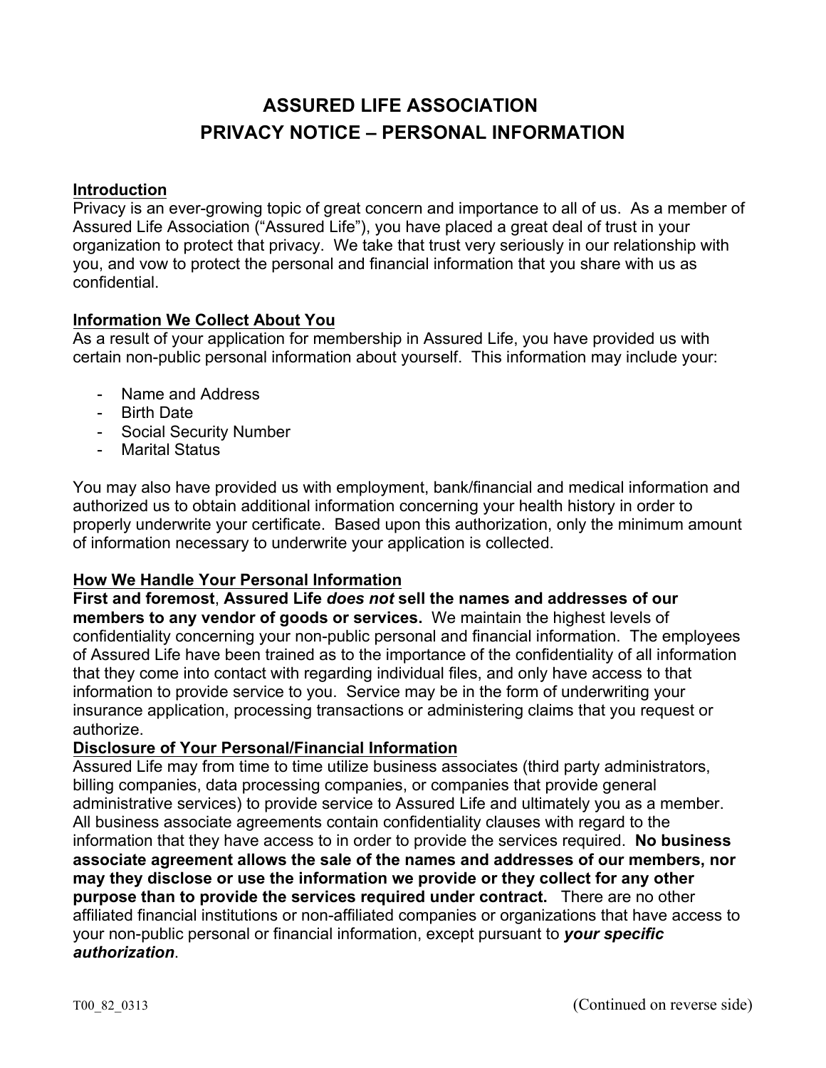# ASSURED LIFE ASSOCIATION
# PRIVACY NOTICE – PERSONAL INFORMATION

## Introduction

Privacy is an ever-growing topic of great concern and importance to all of us. As a member of Assured Life Association ("Assured Life"), you have placed a great deal of trust in your organization to protect that privacy. We take that trust very seriously in our relationship with you, and vow to protect the personal and financial information that you share with us as confidential.

## Information We Collect About You

As a result of your application for membership in Assured Life, you have provided us with certain non-public personal information about yourself. This information may include your:

- Name and Address
- Birth Date
- Social Security Number
- Marital Status

You may also have provided us with employment, bank/financial and medical information and authorized us to obtain additional information concerning your health history in order to properly underwrite your certificate. Based upon this authorization, only the minimum amount of information necessary to underwrite your application is collected.

## How We Handle Your Personal Information

**First and foremost**, **Assured Life *does not* sell the names and addresses of our members to any vendor of goods or services.** We maintain the highest levels of confidentiality concerning your non-public personal and financial information. The employees of Assured Life have been trained as to the importance of the confidentiality of all information that they come into contact with regarding individual files, and only have access to that information to provide service to you. Service may be in the form of underwriting your insurance application, processing transactions or administering claims that you request or authorize.

## Disclosure of Your Personal/Financial Information

Assured Life may from time to time utilize business associates (third party administrators, billing companies, data processing companies, or companies that provide general administrative services) to provide service to Assured Life and ultimately you as a member. All business associate agreements contain confidentiality clauses with regard to the information that they have access to in order to provide the services required. **No business associate agreement allows the sale of the names and addresses of our members, nor may they disclose or use the information we provide or they collect for any other purpose than to provide the services required under contract.** There are no other affiliated financial institutions or non-affiliated companies or organizations that have access to your non-public personal or financial information, except pursuant to ***your specific authorization***.

T00_82_0313

(Continued on reverse side)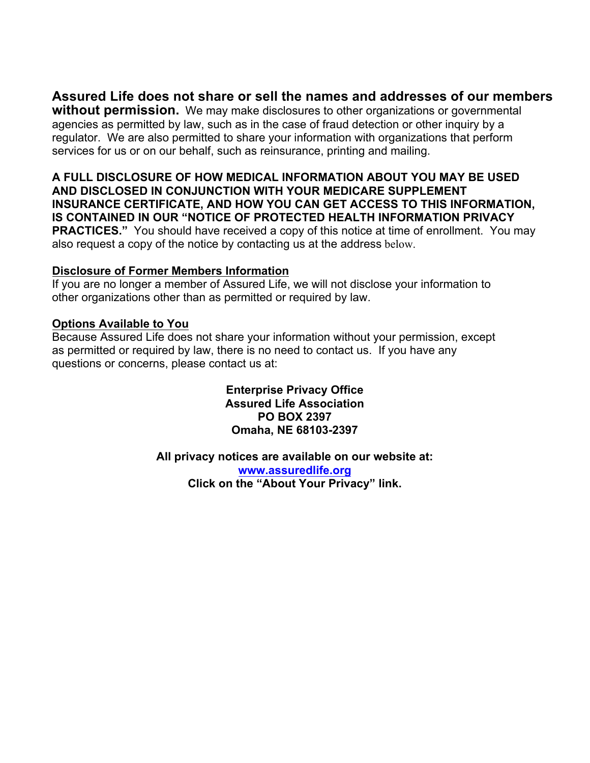**Assured Life does not share or sell the names and addresses of our members without permission.** We may make disclosures to other organizations or governmental agencies as permitted by law, such as in the case of fraud detection or other inquiry by a regulator. We are also permitted to share your information with organizations that perform services for us or on our behalf, such as reinsurance, printing and mailing.

**A FULL DISCLOSURE OF HOW MEDICAL INFORMATION ABOUT YOU MAY BE USED AND DISCLOSED IN CONJUNCTION WITH YOUR MEDICARE SUPPLEMENT INSURANCE CERTIFICATE, AND HOW YOU CAN GET ACCESS TO THIS INFORMATION, IS CONTAINED IN OUR "NOTICE OF PROTECTED HEALTH INFORMATION PRIVACY PRACTICES."** You should have received a copy of this notice at time of enrollment. You may also request a copy of the notice by contacting us at the address below.

**Disclosure of Former Members Information**

If you are no longer a member of Assured Life, we will not disclose your information to other organizations other than as permitted or required by law.

**Options Available to You**

Because Assured Life does not share your information without your permission, except as permitted or required by law, there is no need to contact us. If you have any questions or concerns, please contact us at:

**Enterprise Privacy Office**
**Assured Life Association**
**PO BOX 2397**
**Omaha, NE 68103-2397**

**All privacy notices are available on our website at:**
**www.assuredlife.org**
**Click on the "About Your Privacy" link.**